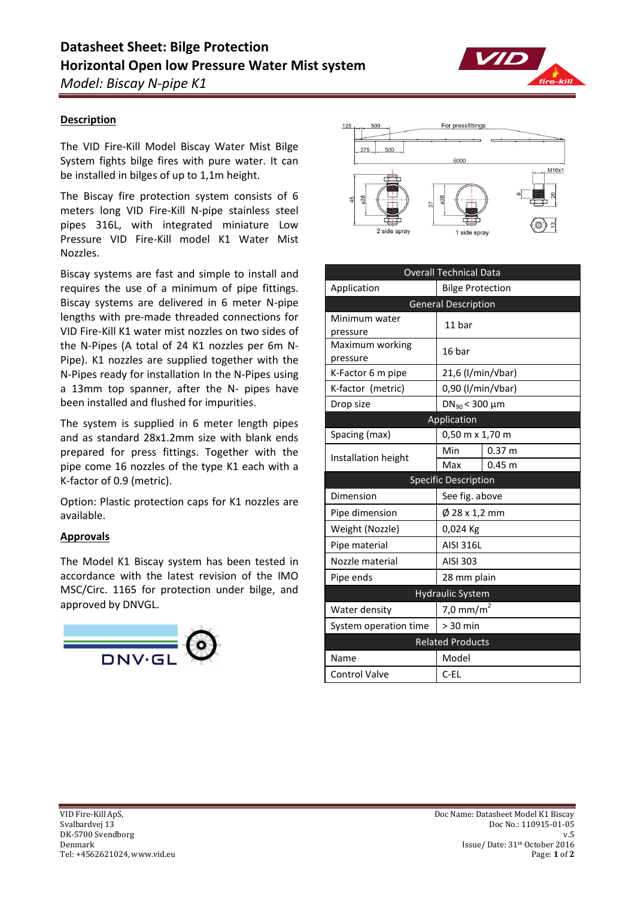# Datasheet Sheet: Bilge Protection
# Horizontal Open low Pressure Water Mist system
*Model: Biscay N-pipe K1*

## Description

The VID Fire-Kill Model Biscay Water Mist Bilge System fights bilge fires with pure water. It can be installed in bilges of up to 1,1m height.

The Biscay fire protection system consists of 6 meters long VID Fire-Kill N-pipe stainless steel pipes 316L, with integrated miniature Low Pressure VID Fire-Kill model K1 Water Mist Nozzles.

Biscay systems are fast and simple to install and requires the use of a minimum of pipe fittings. Biscay systems are delivered in 6 meter N-pipe lengths with pre-made threaded connections for VID Fire-Kill K1 water mist nozzles on two sides of the N-Pipes (A total of 24 K1 nozzles per 6m N-Pipe). K1 nozzles are supplied together with the N-Pipes ready for installation In the N-Pipes using a 13mm top spanner, after the N- pipes have been installed and flushed for impurities.

The system is supplied in 6 meter length pipes and as standard 28x1.2mm size with blank ends prepared for press fittings. Together with the pipe come 16 nozzles of the type K1 each with a K-factor of 0.9 (metric).

Option: Plastic protection caps for K1 nozzles are available.

## Approvals

The Model K1 Biscay system has been tested in accordance with the latest revision of the IMO MSC/Circ. 1165 for protection under bilge, and approved by DNVGL.

| Overall Technical Data | | |
|---|---|---|
| Application | Bilge Protection | |
| **General Description** | | |
| Minimum water pressure | 11 bar | |
| Maximum working pressure | 16 bar | |
| K-Factor 6 m pipe | 21,6 (l/min/√bar) | |
| K-factor (metric) | 0,90 (l/min/√bar) | |
| Drop size | $DN_{90}$ < 300 μm | |
| **Application** | | |
| Spacing (max) | 0,50 m x 1,70 m | |
| Installation height | Min | 0.37 m |
| | Max | 0.45 m |
| **Specific Description** | | |
| Dimension | See fig. above | |
| Pipe dimension | Ø 28 x 1,2 mm | |
| Weight (Nozzle) | 0,024 Kg | |
| Pipe material | AISI 316L | |
| Nozzle material | AISI 303 | |
| Pipe ends | 28 mm plain | |
| **Hydraulic System** | | |
| Water density | 7,0 mm/m$^2$ | |
| System operation time | > 30 min | |
| **Related Products** | | |
| Name | Model | |
| Control Valve | C-EL | |

VID Fire-Kill ApS,
Svalbardvej 13
DK-5700 Svendborg
Denmark
Tel: +4562621024, www.vid.eu

Doc Name: Datasheet Model K1 Biscay
Doc No.: 110915-01-05
v.5
Issue/ Date: 31th October 2016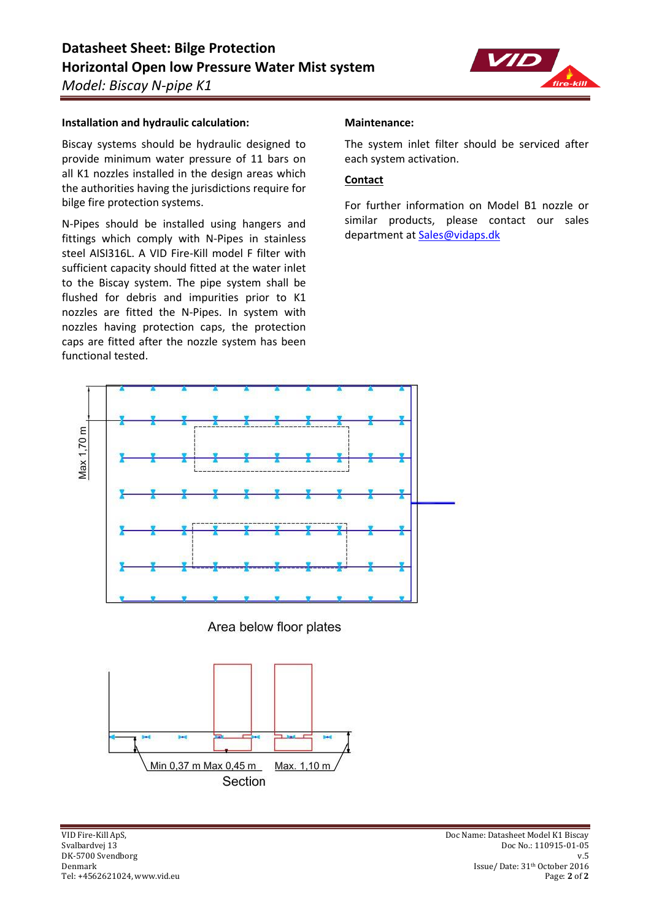# Datasheet Sheet: Bilge Protection
## Horizontal Open low Pressure Water Mist system
*Model: Biscay N-pipe K1*

**Installation and hydraulic calculation:**

Biscay systems should be hydraulic designed to provide minimum water pressure of 11 bars on all K1 nozzles installed in the design areas which the authorities having the jurisdictions require for bilge fire protection systems.

N-Pipes should be installed using hangers and fittings which comply with N-Pipes in stainless steel AISI316L. A VID Fire-Kill model F filter with sufficient capacity should fitted at the water inlet to the Biscay system. The pipe system shall be flushed for debris and impurities prior to K1 nozzles are fitted the N-Pipes. In system with nozzles having protection caps, the protection caps are fitted after the nozzle system has been functional tested.

**Maintenance:**

The system inlet filter should be serviced after each system activation.

**Contact**

For further information on Model B1 nozzle or similar products, please contact our sales department at Sales@vidaps.dk

Max 1,70 m

Area below floor plates

Min 0,37 m Max 0,45 m

Max. 1,10 m

Section

VID Fire-Kill ApS,
Svalbardvej 13
DK-5700 Svendborg
Denmark
Tel: +4562621024, www.vid.eu

Doc Name: Datasheet Model K1 Biscay
Doc No.: 110915-01-05
v.5
Issue/ Date: 31th October 2016